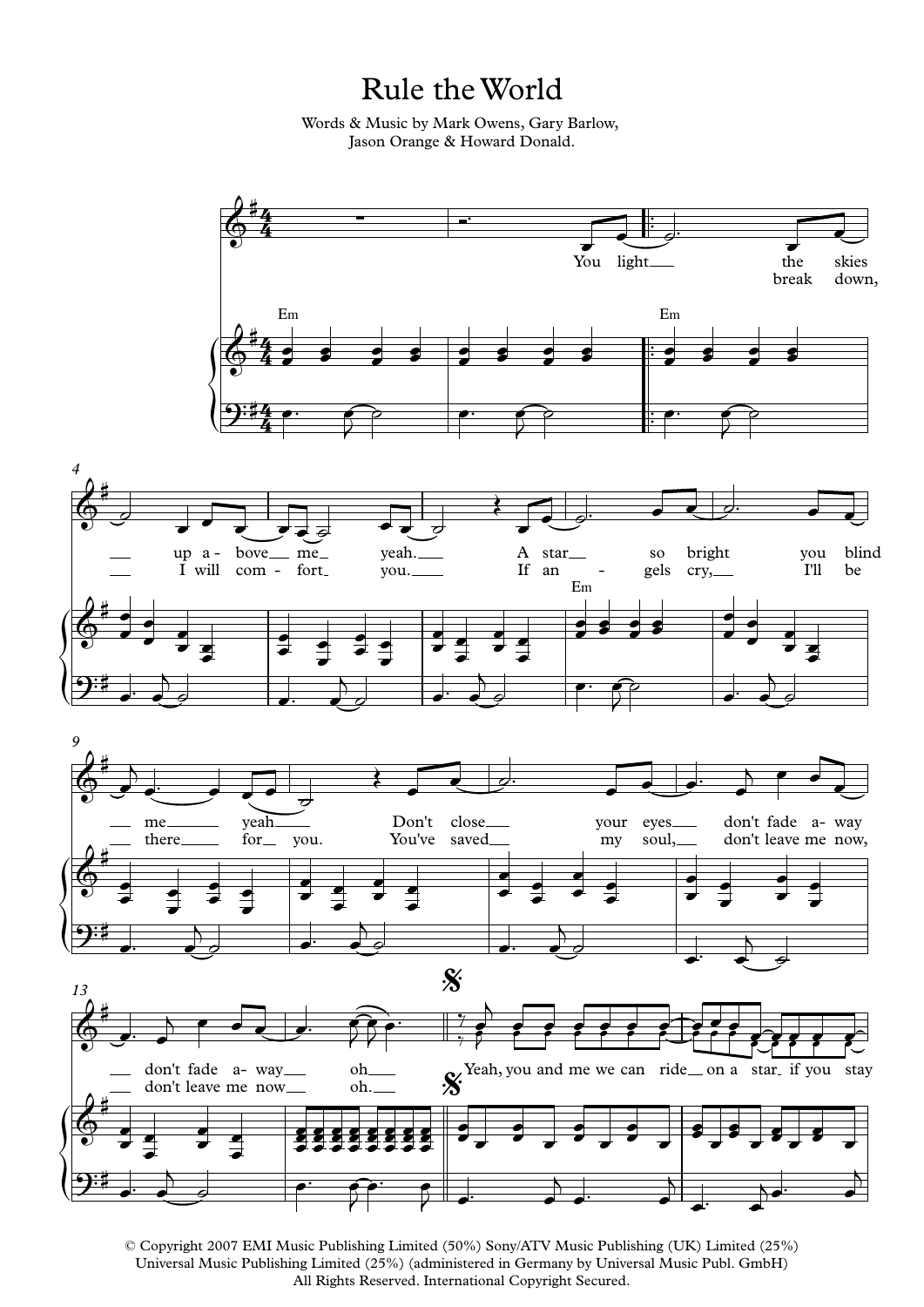# Rule the World

Words & Music by Mark Owens, Gary Barlow, Jason Orange & Howard Donald.

© Copyright 2007 EMI Music Publishing Limited (50%) Sony/ATV Music Publishing (UK) Limited (25%) Universal Music Publishing Limited (25%) (administered in Germany by Universal Music Publ. GmbH) All Rights Reserved. International Copyright Secured.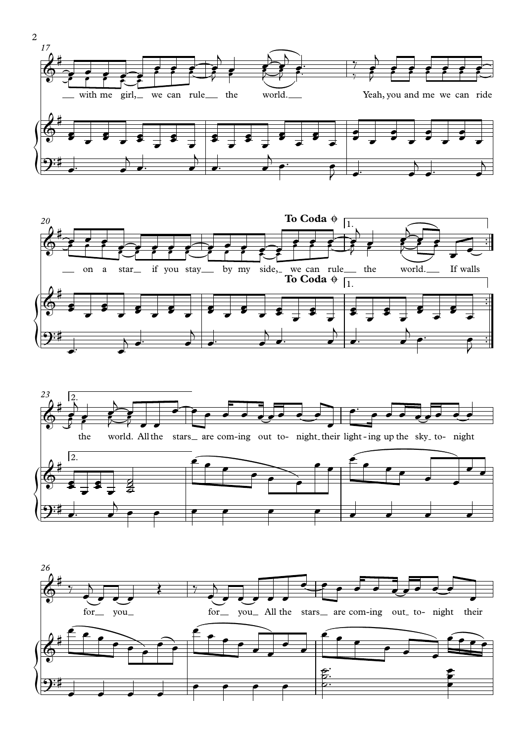17

with me girl, we can rule the world. Yeah, you and me we can ride

20

on a star if you stay by my side, we can rule the world. If walls

**To Coda** 𝄌

1.

23

2.

the world. All the stars are com-ing out to-night their light-ing up the sky to-night

26

for you for you All the stars are com-ing out to-night their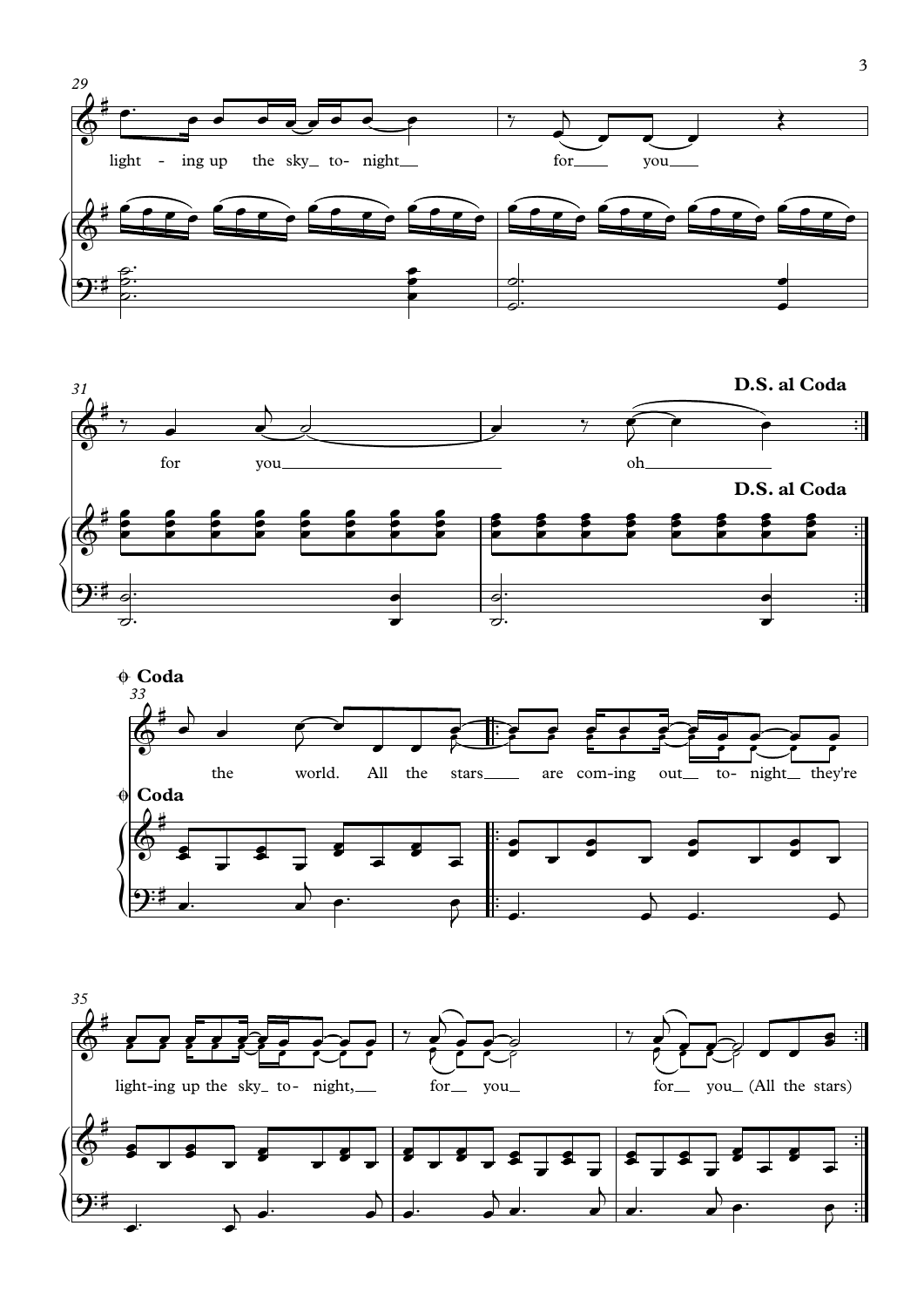light - ing up the sky_ to- night__ for___ you___

for you___________________________ oh_____________

**D.S. al Coda**

**Coda**

the world. All the stars____ are com-ing out__ to- night__ they're

light-ing up the sky_ to- night,___ for__ you_ for__ you_ (All the stars)